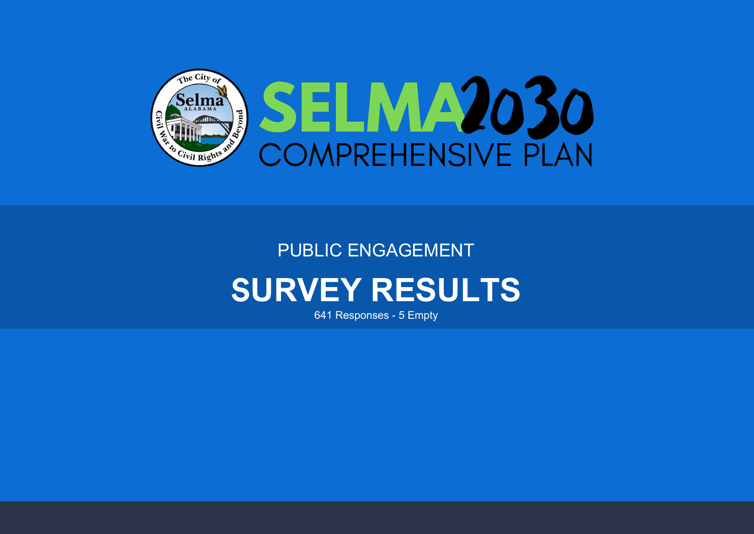# SELMA 2030 COMPREHENSIVE PLAN

PUBLIC ENGAGEMENT

## SURVEY RESULTS

641 Responses - 5 Empty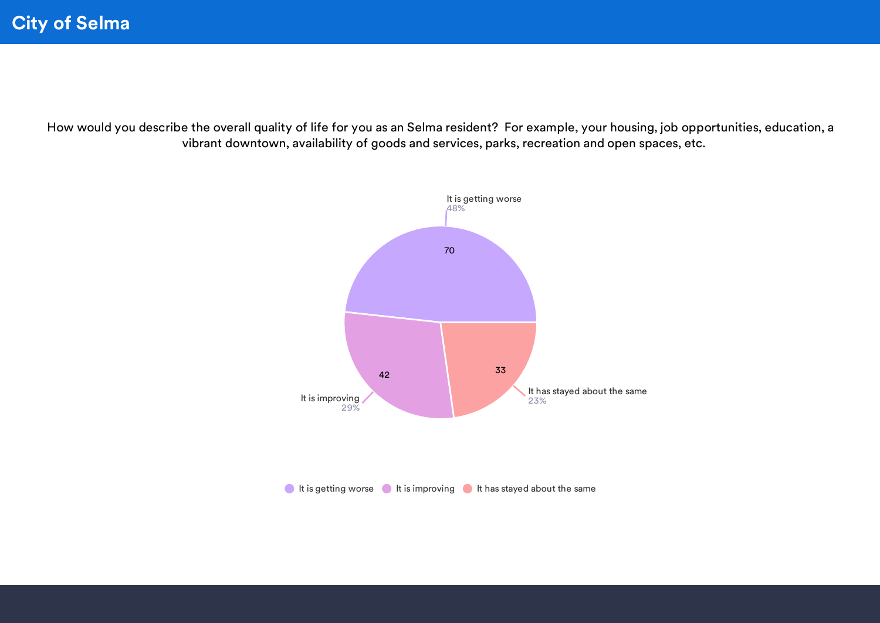# City of Selma

How would you describe the overall quality of life for you as an Selma resident? For example, your housing, job opportunities, education, a vibrant downtown, availability of goods and services, parks, recreation and open spaces, etc.

| Response | Count | Percent |
|---|---|---|
| It is getting worse | 70 | 48% |
| It is improving | 42 | 29% |
| It has stayed about the same | 33 | 23% |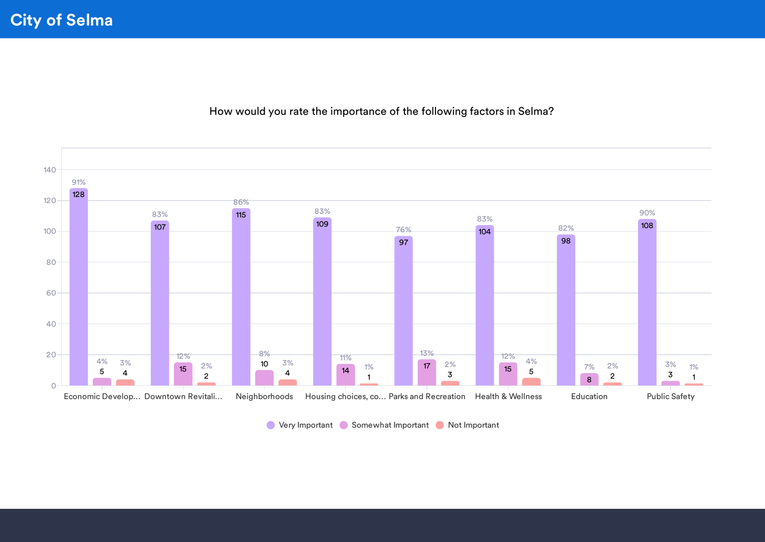# City of Selma

How would you rate the importance of the following factors in Selma?

| Factor | Very Important | Somewhat Important | Not Important |
|---|---|---|---|
| Economic Develop... | 128 (91%) | 5 (4%) | 4 (3%) |
| Downtown Revitali... | 107 (83%) | 15 (12%) | 2 (2%) |
| Neighborhoods | 115 (86%) | 10 (8%) | 4 (3%) |
| Housing choices, co... | 109 (83%) | 14 (11%) | 1 (1%) |
| Parks and Recreation | 97 (76%) | 17 (13%) | 3 (2%) |
| Health & Wellness | 104 (83%) | 15 (12%) | 5 (4%) |
| Education | 98 (82%) | 8 (7%) | 2 (2%) |
| Public Safety | 108 (90%) | 3 (3%) | 1 (1%) |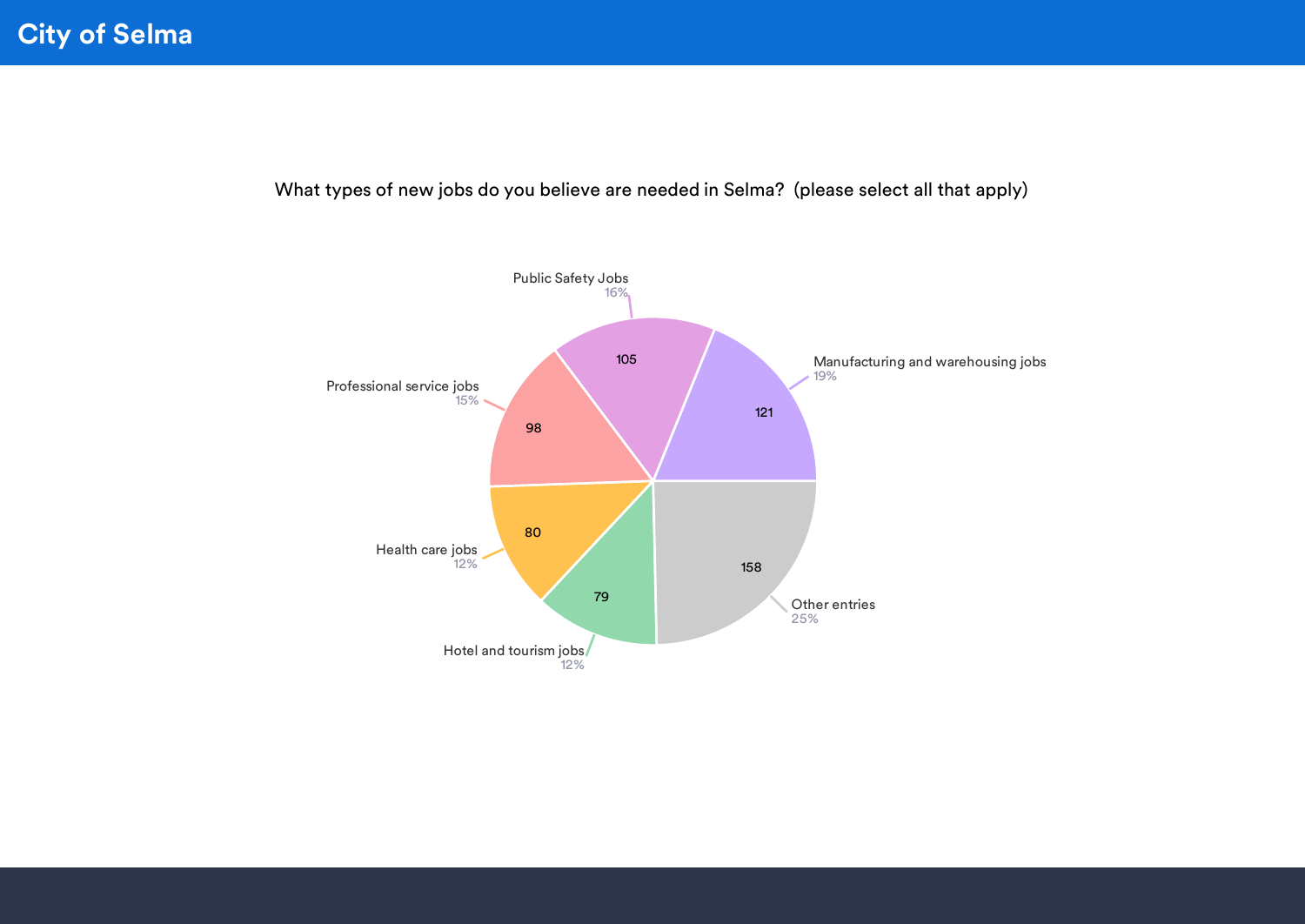What types of new jobs do you believe are needed in Selma? (please select all that apply)

| Response | Count | Percent |
|---|---|---|
| Manufacturing and warehousing jobs | 121 | 19% |
| Other entries | 158 | 25% |
| Hotel and tourism jobs | 79 | 12% |
| Health care jobs | 80 | 12% |
| Professional service jobs | 98 | 15% |
| Public Safety Jobs | 105 | 16% |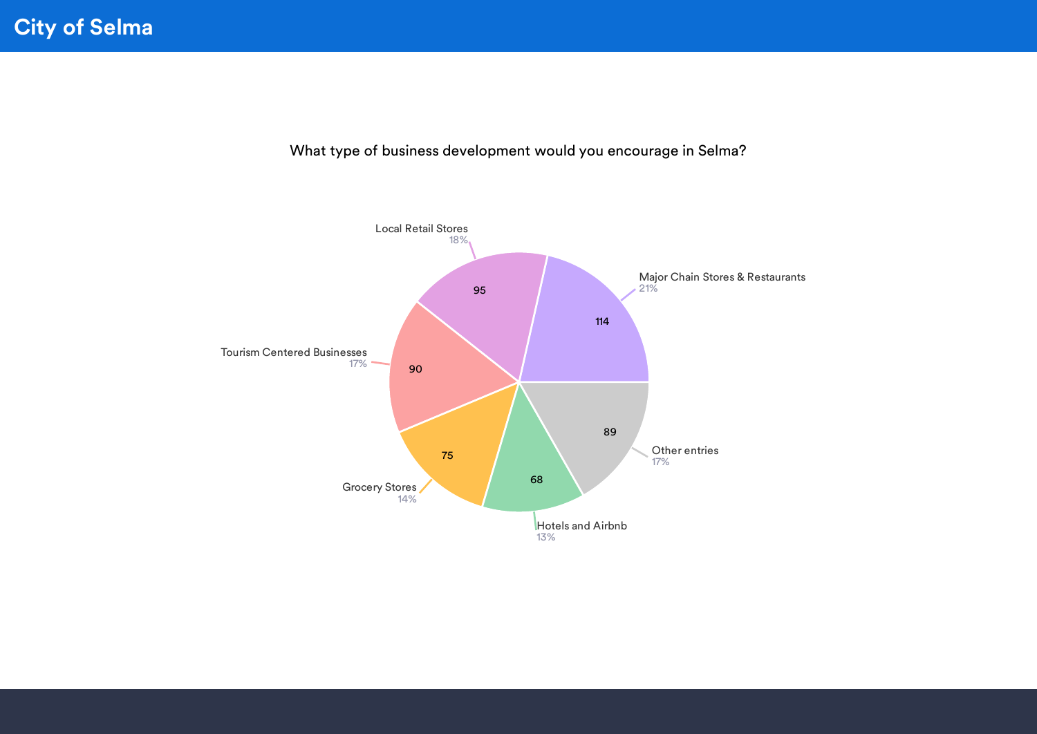# City of Selma

What type of business development would you encourage in Selma?

| Category | Count | Percent |
|---|---|---|
| Major Chain Stores & Restaurants | 114 | 21% |
| Local Retail Stores | 95 | 18% |
| Tourism Centered Businesses | 90 | 17% |
| Other entries | 89 | 17% |
| Grocery Stores | 75 | 14% |
| Hotels and Airbnb | 68 | 13% |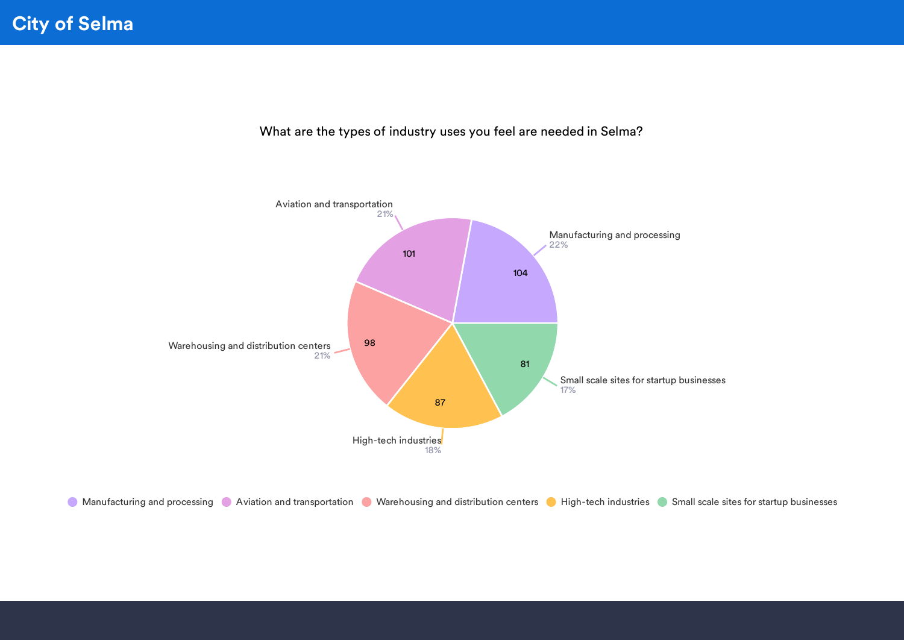# City of Selma

## What are the types of industry uses you feel are needed in Selma?

| Response | Count | Percent |
|---|---|---|
| Manufacturing and processing | 104 | 22% |
| Aviation and transportation | 101 | 21% |
| Warehousing and distribution centers | 98 | 21% |
| High-tech industries | 87 | 18% |
| Small scale sites for startup businesses | 81 | 17% |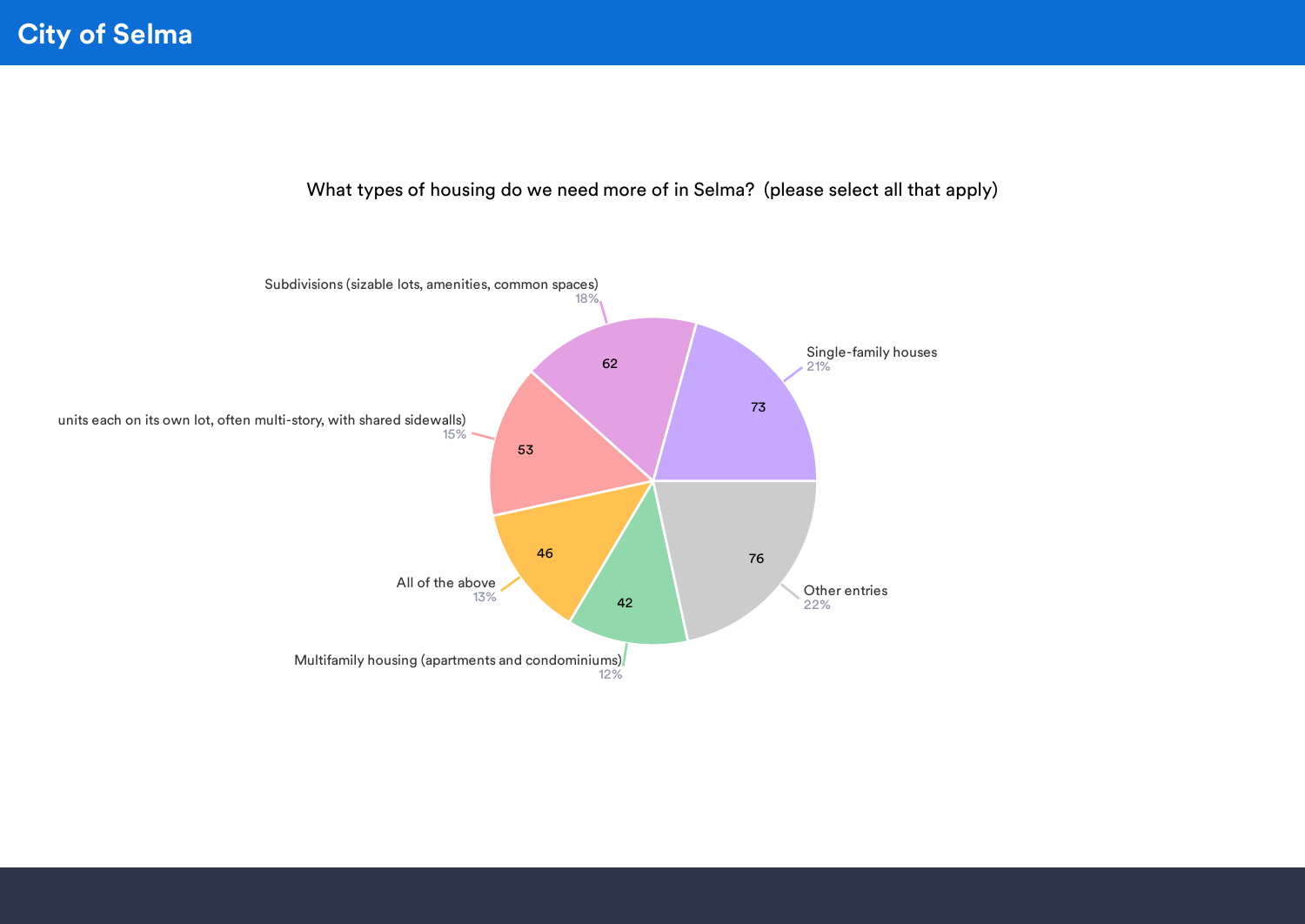# City of Selma

What types of housing do we need more of in Selma? (please select all that apply)

| Response | Count | Percent |
|---|---|---|
| Single-family houses | 73 | 21% |
| Other entries | 76 | 22% |
| Multifamily housing (apartments and condominiums) | 42 | 12% |
| All of the above | 46 | 13% |
| units each on its own lot, often multi-story, with shared sidewalls) | 53 | 15% |
| Subdivisions (sizable lots, amenities, common spaces) | 62 | 18% |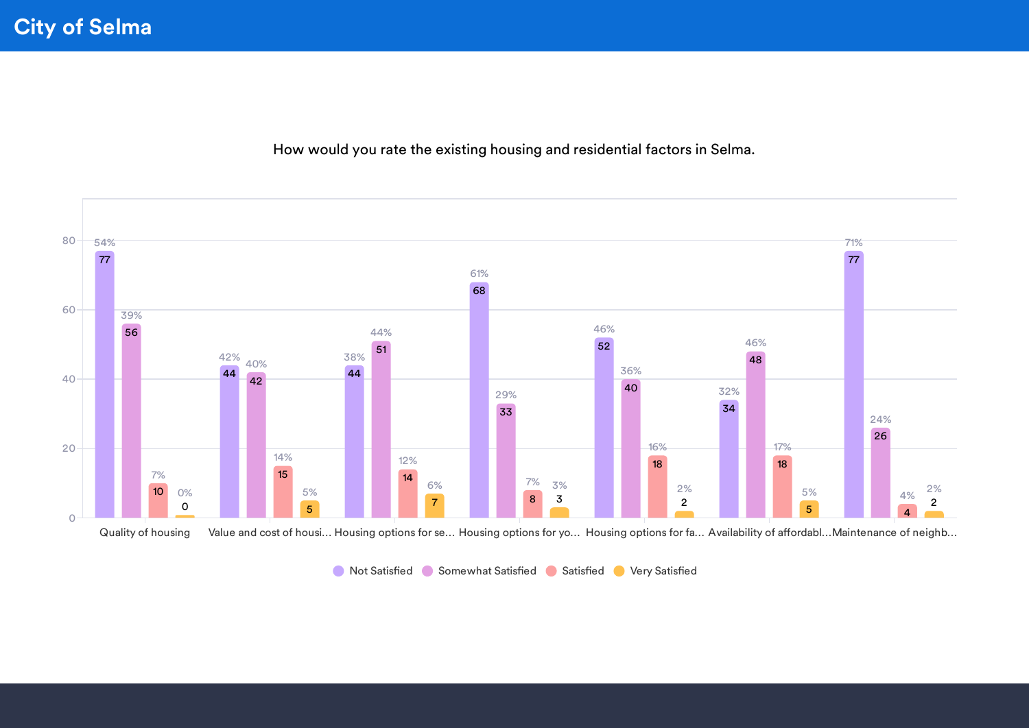# City of Selma

How would you rate the existing housing and residential factors in Selma.

| | Not Satisfied | Somewhat Satisfied | Satisfied | Very Satisfied |
|---|---|---|---|---|
| Quality of housing | 77 (54%) | 56 (39%) | 10 (7%) | 0 (0%) |
| Value and cost of housi... | 44 (42%) | 42 (40%) | 15 (14%) | 5 (5%) |
| Housing options for se... | 44 (38%) | 51 (44%) | 14 (12%) | 7 (6%) |
| Housing options for yo... | 68 (61%) | 33 (29%) | 8 (7%) | 3 (3%) |
| Housing options for fa... | 52 (46%) | 40 (36%) | 18 (16%) | 2 (2%) |
| Availability of affordabl... | 34 (32%) | 48 (46%) | 18 (17%) | 5 (5%) |
| Maintenance of neighb... | 77 (71%) | 26 (24%) | 4 (4%) | 2 (2%) |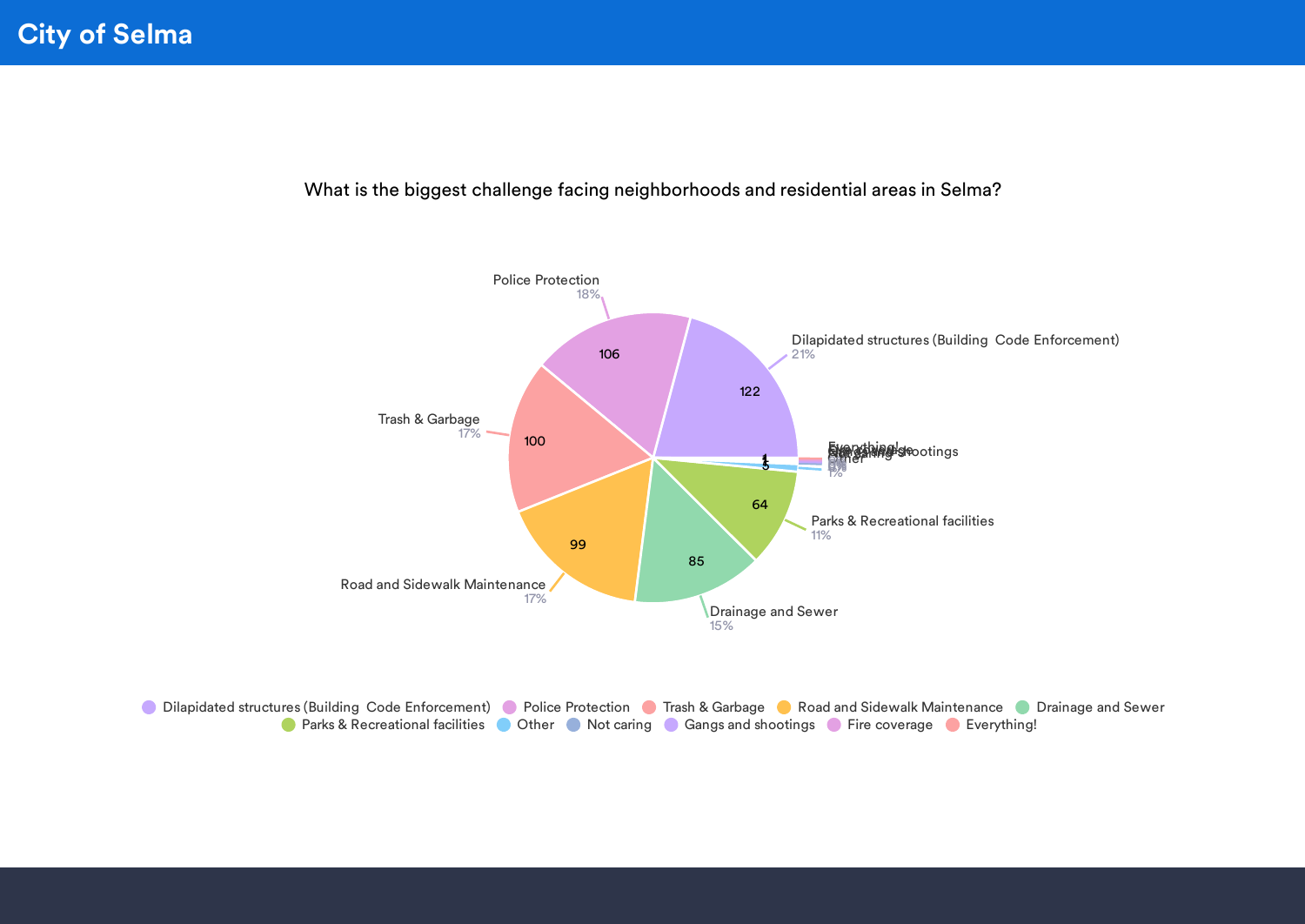# City of Selma

What is the biggest challenge facing neighborhoods and residential areas in Selma?

| Response | Count | Percent |
|---|---|---|
| Dilapidated structures (Building Code Enforcement) | 122 | 21% |
| Police Protection | 106 | 18% |
| Trash & Garbage | 100 | 17% |
| Road and Sidewalk Maintenance | 99 | 17% |
| Drainage and Sewer | 85 | 15% |
| Parks & Recreational facilities | 64 | 11% |
| Other | 5 | 1% |
| Not caring | 1 | |
| Gangs and shootings | 1 | |
| Fire coverage | 1 | |
| Everything! | 1 | |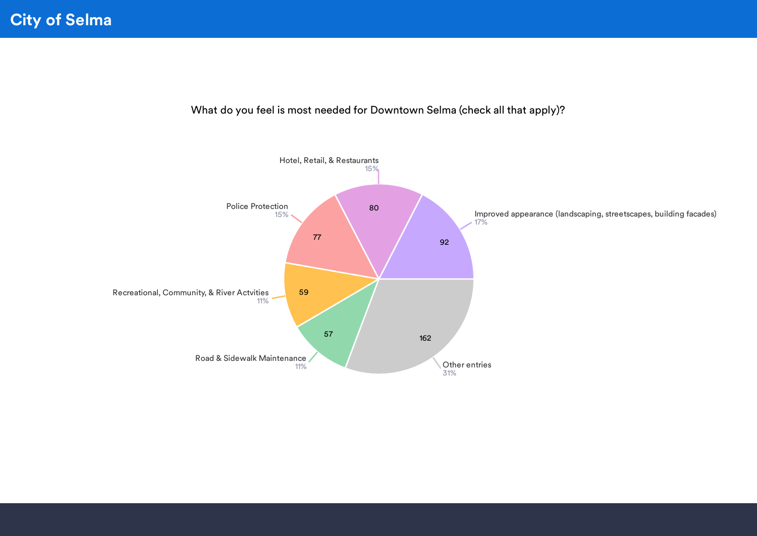What do you feel is most needed for Downtown Selma (check all that apply)?

| Response | Count | Percent |
| --- | --- | --- |
| Improved appearance (landscaping, streetscapes, building facades) | 92 | 17% |
| Hotel, Retail, & Restaurants | 80 | 15% |
| Police Protection | 77 | 15% |
| Recreational, Community, & River Actvities | 59 | 11% |
| Road & Sidewalk Maintenance | 57 | 11% |
| Other entries | 162 | 31% |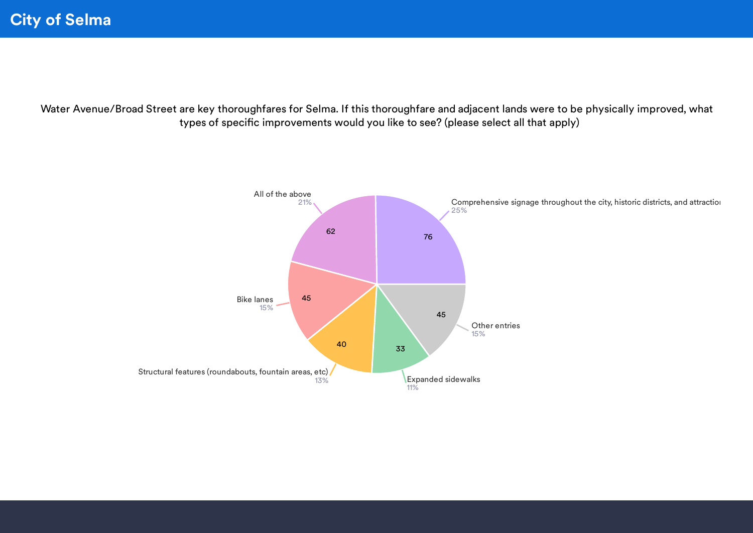# City of Selma

Water Avenue/Broad Street are key thoroughfares for Selma. If this thoroughfare and adjacent lands were to be physically improved, what types of specific improvements would you like to see? (please select all that apply)

| Response | Count | Percentage |
|---|---|---|
| Comprehensive signage throughout the city, historic districts, and attractio | 76 | 25% |
| All of the above | 62 | 21% |
| Bike lanes | 45 | 15% |
| Other entries | 45 | 15% |
| Structural features (roundabouts, fountain areas, etc) | 40 | 13% |
| Expanded sidewalks | 33 | 11% |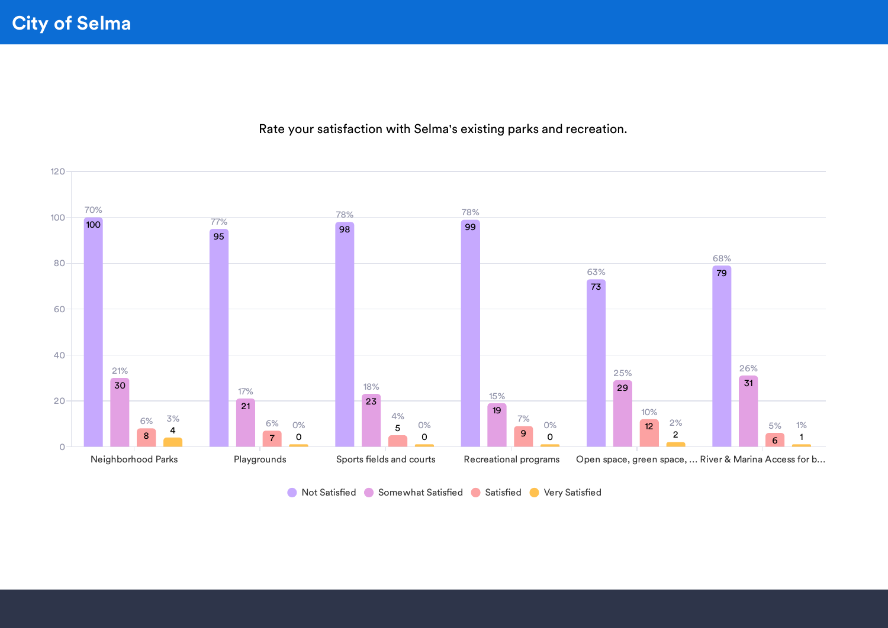# City of Selma

Rate your satisfaction with Selma's existing parks and recreation.

| | Not Satisfied | Somewhat Satisfied | Satisfied | Very Satisfied |
|---|---|---|---|---|
| Neighborhood Parks | 100 (70%) | 30 (21%) | 8 (6%) | 4 (3%) |
| Playgrounds | 95 (77%) | 21 (17%) | 7 (6%) | 0 (0%) |
| Sports fields and courts | 98 (78%) | 23 (18%) | 5 (4%) | 0 (0%) |
| Recreational programs | 99 (78%) | 19 (15%) | 9 (7%) | 0 (0%) |
| Open space, green space, ... | 73 (63%) | 29 (25%) | 12 (10%) | 2 (2%) |
| River & Marina Access for b... | 79 (68%) | 31 (26%) | 6 (5%) | 1 (1%) |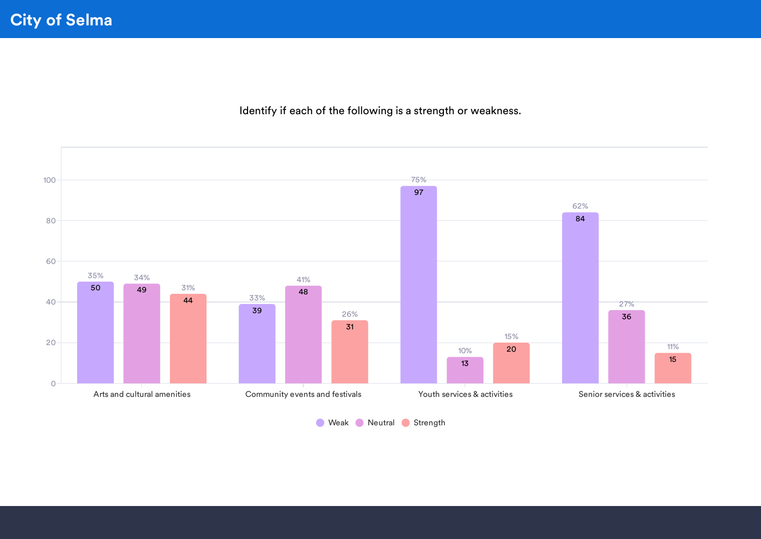# City of Selma

Identify if each of the following is a strength or weakness.

| | Weak | Neutral | Strength |
|---|---|---|---|
| Arts and cultural amenities | 50 (35%) | 49 (34%) | 44 (31%) |
| Community events and festivals | 39 (33%) | 48 (41%) | 31 (26%) |
| Youth services & activities | 97 (75%) | 13 (10%) | 20 (15%) |
| Senior services & activities | 84 (62%) | 36 (27%) | 15 (11%) |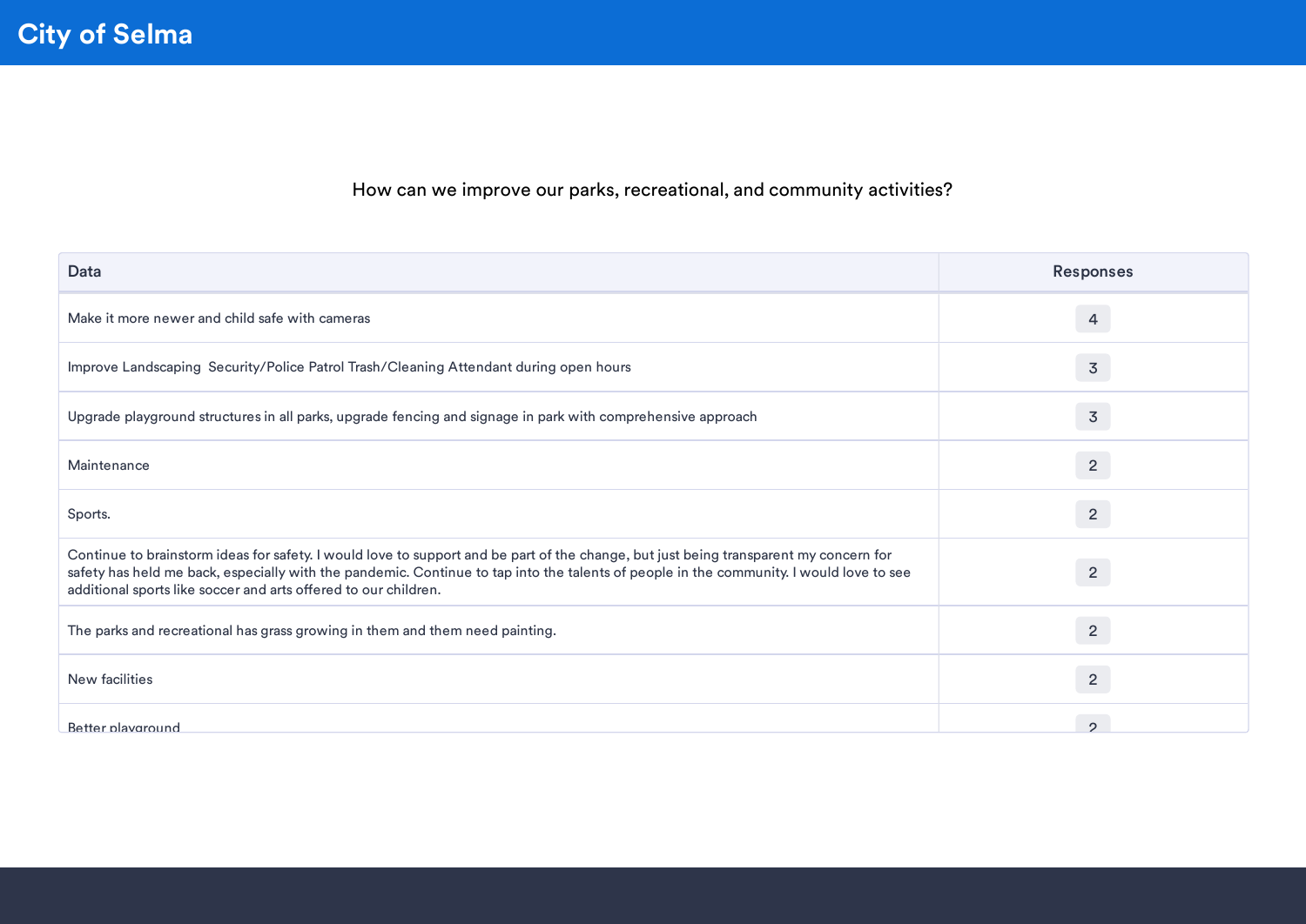# City of Selma

How can we improve our parks, recreational, and community activities?

| Data | Responses |
| --- | --- |
| Make it more newer and child safe with cameras | 4 |
| Improve Landscaping  Security/Police Patrol Trash/Cleaning Attendant during open hours | 3 |
| Upgrade playground structures in all parks, upgrade fencing and signage in park with comprehensive approach | 3 |
| Maintenance | 2 |
| Sports. | 2 |
| Continue to brainstorm ideas for safety. I would love to support and be part of the change, but just being transparent my concern for safety has held me back, especially with the pandemic. Continue to tap into the talents of people in the community. I would love to see additional sports like soccer and arts offered to our children. | 2 |
| The parks and recreational has grass growing in them and them need painting. | 2 |
| New facilities | 2 |
| Better playground | 2 |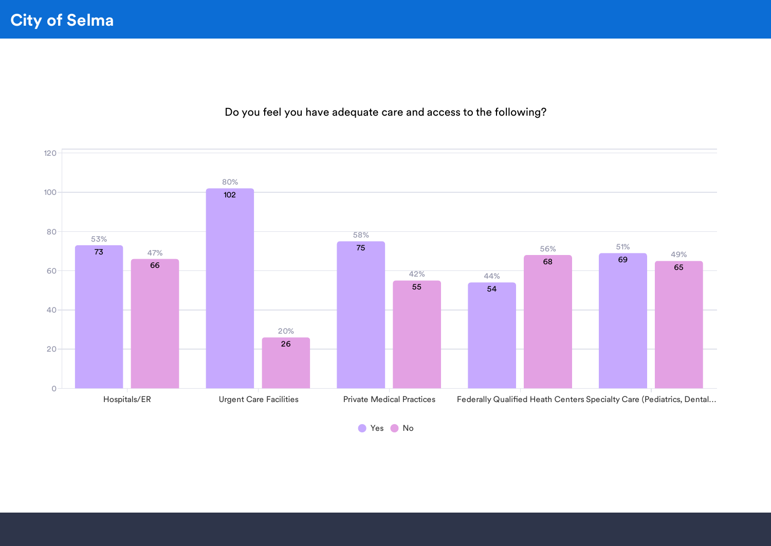# City of Selma

Do you feel you have adequate care and access to the following?

| Category | Yes | No |
|---|---|---|
| Hospitals/ER | 73 (53%) | 66 (47%) |
| Urgent Care Facilities | 102 (80%) | 26 (20%) |
| Private Medical Practices | 75 (58%) | 55 (42%) |
| Federally Qualified Heath Centers | 54 (44%) | 68 (56%) |
| Specialty Care (Pediatrics, Dental... | 69 (51%) | 65 (49%) |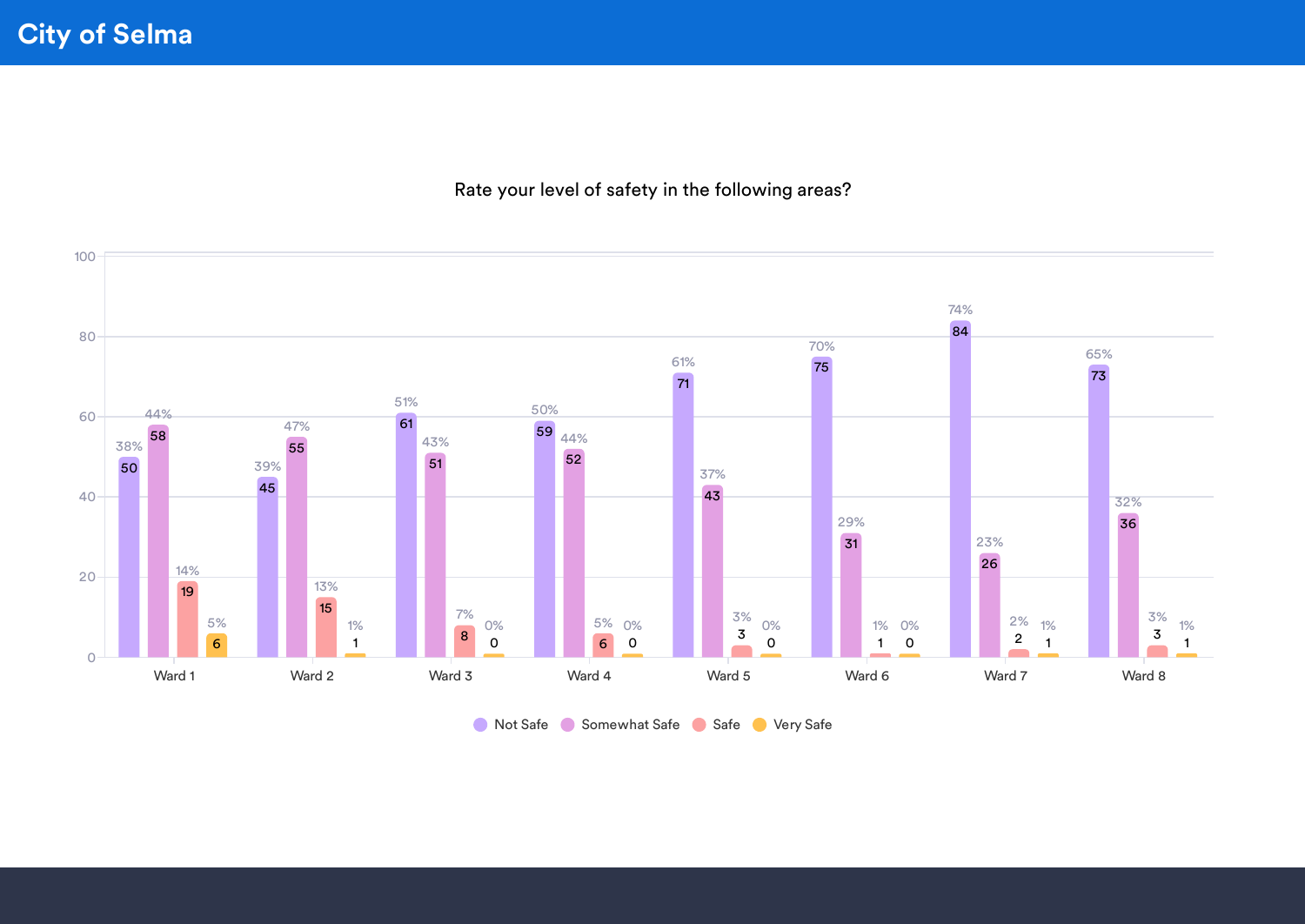# City of Selma

Rate your level of safety in the following areas?

| | Not Safe | Somewhat Safe | Safe | Very Safe |
|---|---|---|---|---|
| Ward 1 | 50 (38%) | 58 (44%) | 19 (14%) | 6 (5%) |
| Ward 2 | 45 (39%) | 55 (47%) | 15 (13%) | 1 (1%) |
| Ward 3 | 61 (51%) | 51 (43%) | 8 (7%) | 0 (0%) |
| Ward 4 | 59 (50%) | 52 (44%) | 6 (5%) | 0 (0%) |
| Ward 5 | 71 (61%) | 43 (37%) | 3 (3%) | 0 (0%) |
| Ward 6 | 75 (70%) | 31 (29%) | 1 (1%) | 0 (0%) |
| Ward 7 | 84 (74%) | 26 (23%) | 2 (2%) | 1 (1%) |
| Ward 8 | 73 (65%) | 36 (32%) | 3 (3%) | 1 (1%) |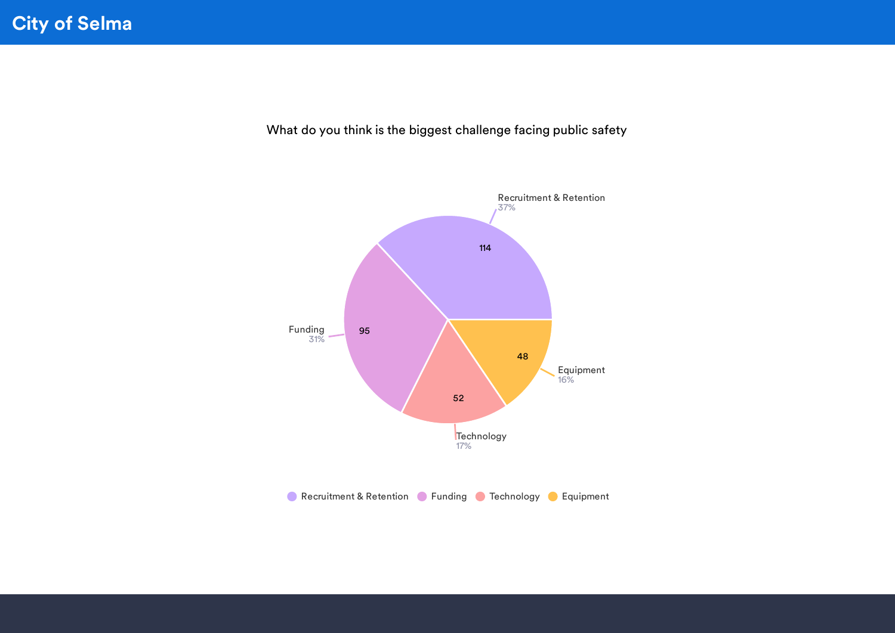# City of Selma

What do you think is the biggest challenge facing public safety

| Response | Count | Percent |
|---|---|---|
| Recruitment & Retention | 114 | 37% |
| Funding | 95 | 31% |
| Technology | 52 | 17% |
| Equipment | 48 | 16% |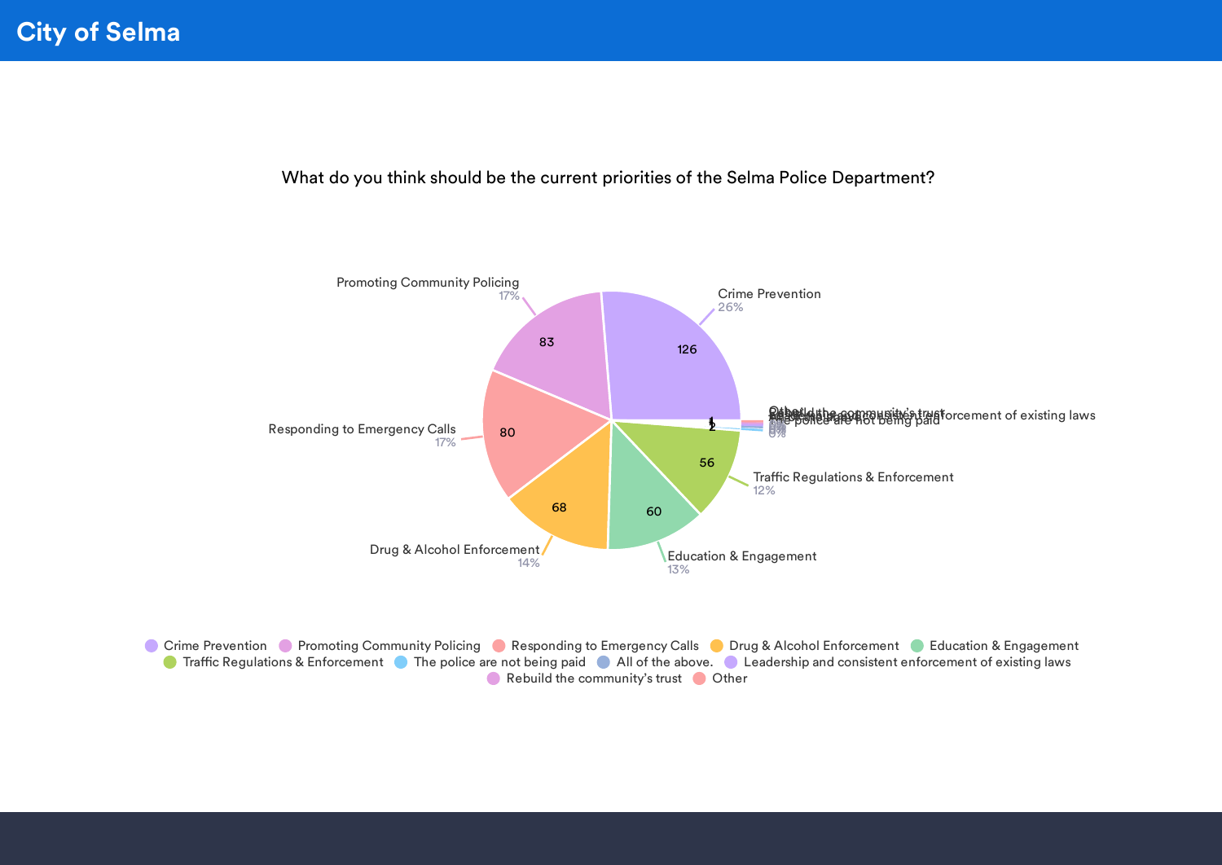# City of Selma

What do you think should be the current priorities of the Selma Police Department?

| Priority | Count | Percent |
|---|---|---|
| Crime Prevention | 126 | 26% |
| Promoting Community Policing | 83 | 17% |
| Responding to Emergency Calls | 80 | 17% |
| Drug & Alcohol Enforcement | 68 | 14% |
| Education & Engagement | 60 | 13% |
| Traffic Regulations & Enforcement | 56 | 12% |
| The police are not being paid | 2 | 0% |
| All of the above. | 1 | 0% |
| Leadership and consistent enforcement of existing laws | 1 | 0% |
| Rebuild the community's trust | 1 | 0% |
| Other | 1 | 0% |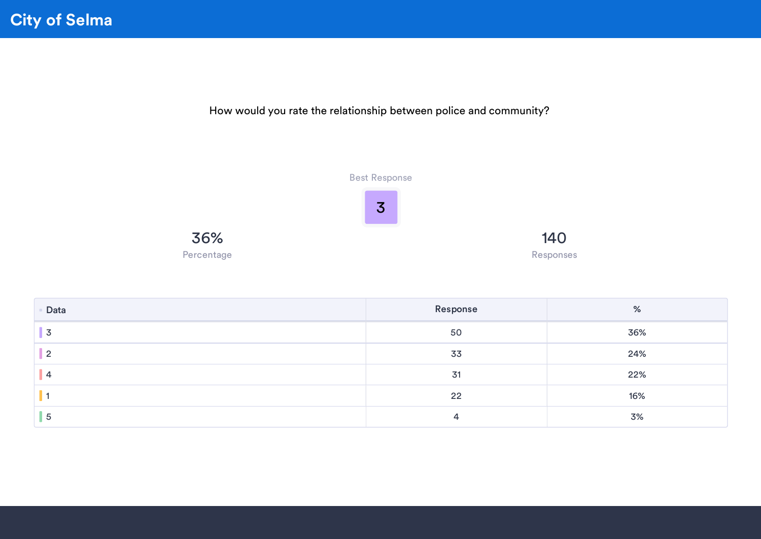# City of Selma

How would you rate the relationship between police and community?

Best Response

**3**

36%
Percentage

140
Responses

| Data | Response | % |
|---|---|---|
| 3 | 50 | 36% |
| 2 | 33 | 24% |
| 4 | 31 | 22% |
| 1 | 22 | 16% |
| 5 | 4 | 3% |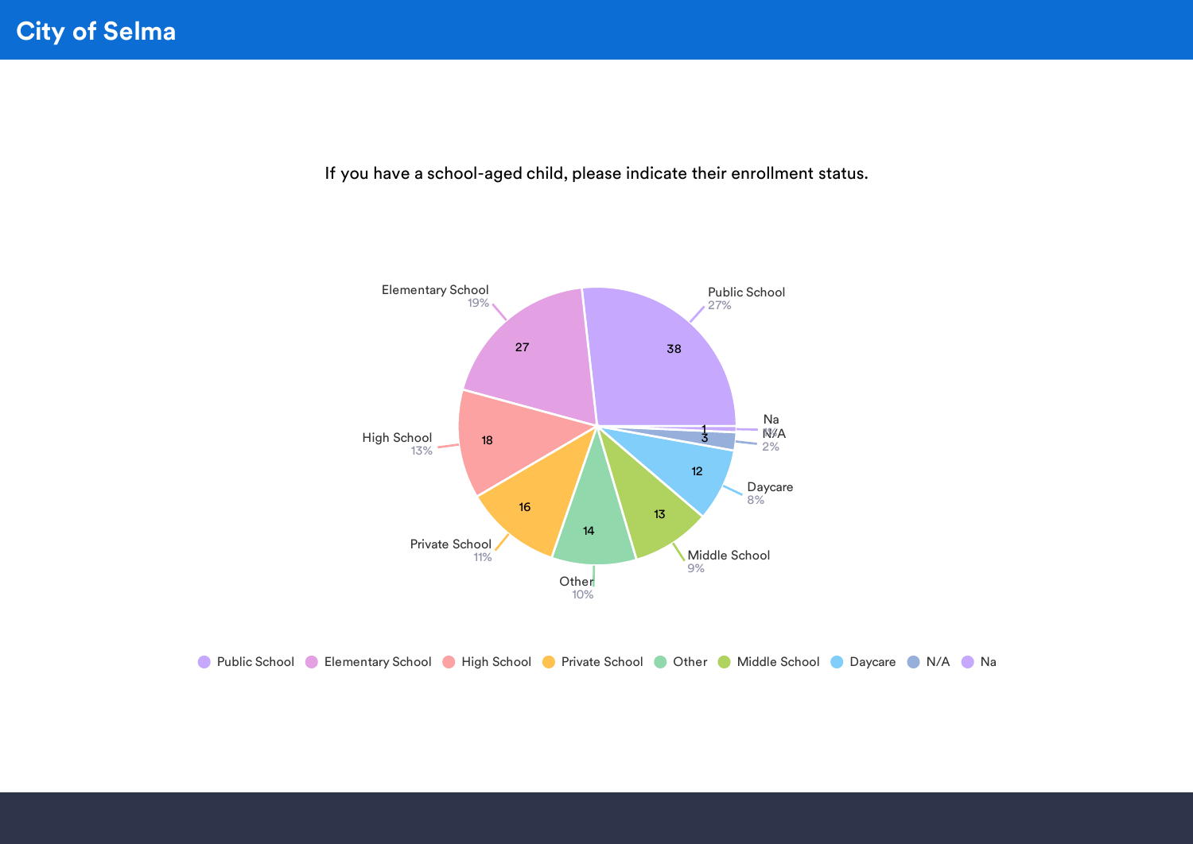If you have a school-aged child, please indicate their enrollment status.

| Enrollment Status | Count | Percent |
|---|---|---|
| Public School | 38 | 27% |
| Elementary School | 27 | 19% |
| High School | 18 | 13% |
| Private School | 16 | 11% |
| Other | 14 | 10% |
| Middle School | 13 | 9% |
| Daycare | 12 | 8% |
| N/A | 3 | 2% |
| Na | 1 | 1% |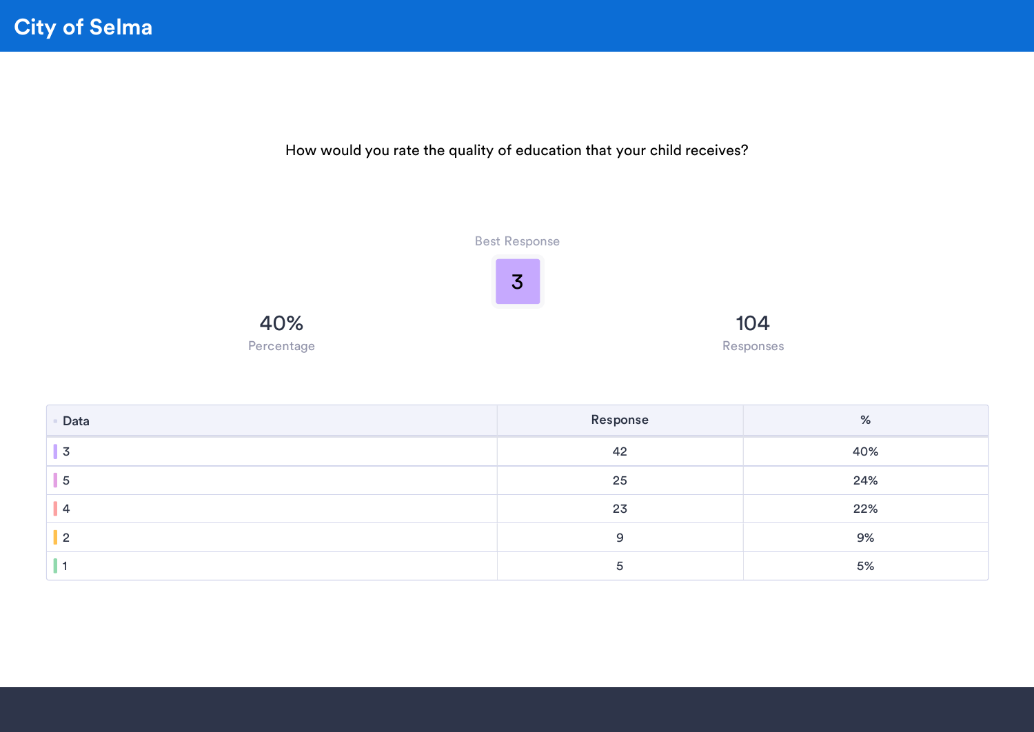# City of Selma

How would you rate the quality of education that your child receives?

Best Response

3

40%
Percentage

104
Responses

| Data | Response | % |
|---|---|---|
| 3 | 42 | 40% |
| 5 | 25 | 24% |
| 4 | 23 | 22% |
| 2 | 9 | 9% |
| 1 | 5 | 5% |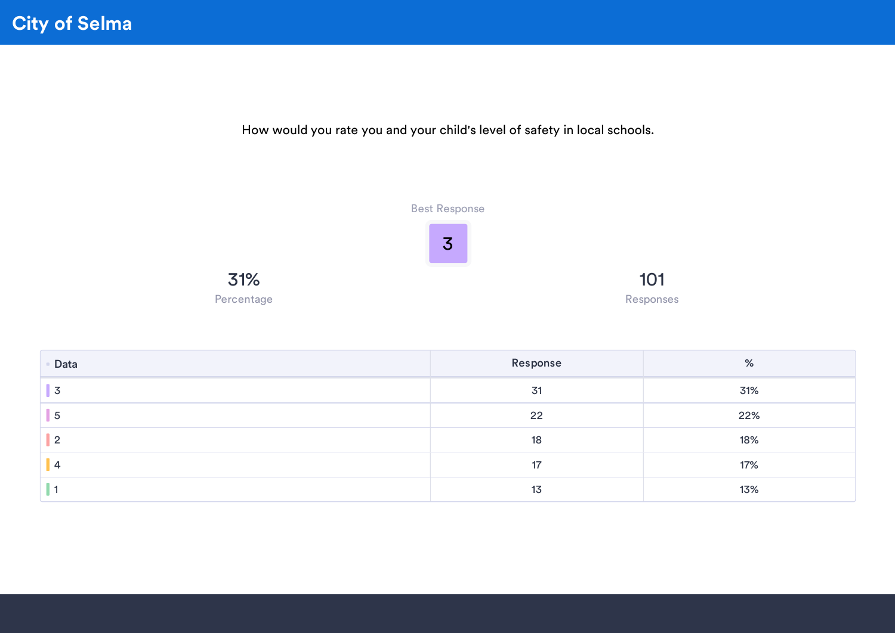# City of Selma

How would you rate you and your child's level of safety in local schools.

Best Response

**3**

31%
Percentage

101
Responses

| Data | Response | % |
|---|---|---|
| 3 | 31 | 31% |
| 5 | 22 | 22% |
| 2 | 18 | 18% |
| 4 | 17 | 17% |
| 1 | 13 | 13% |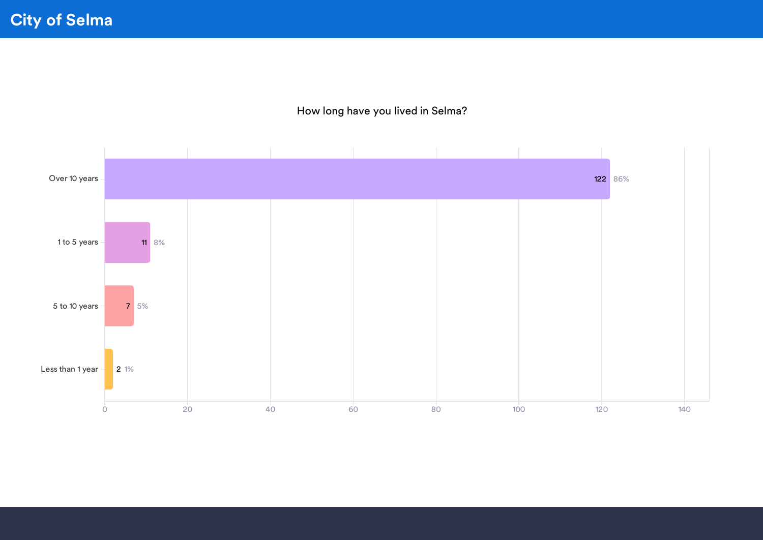# City of Selma

## How long have you lived in Selma?

| Response | Count | Percent |
| --- | --- | --- |
| Over 10 years | 122 | 86% |
| 1 to 5 years | 11 | 8% |
| 5 to 10 years | 7 | 5% |
| Less than 1 year | 2 | 1% |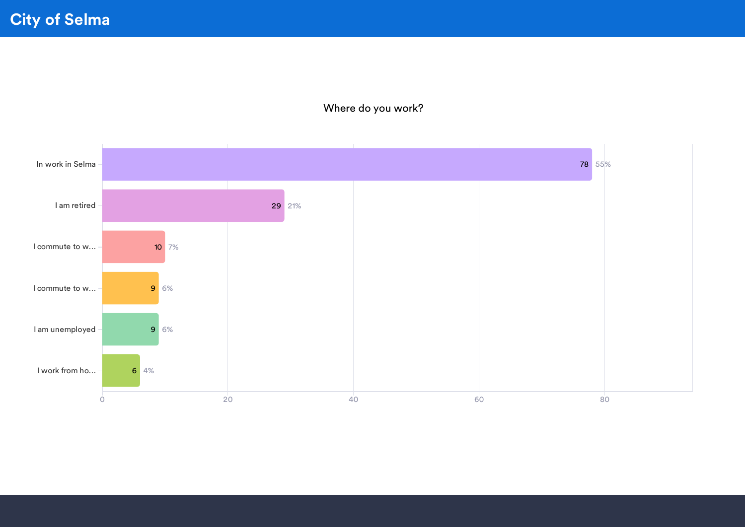# City of Selma

## Where do you work?

| Response | Count | Percent |
|---|---|---|
| In work in Selma | 78 | 55% |
| I am retired | 29 | 21% |
| I commute to w... | 10 | 7% |
| I commute to w... | 9 | 6% |
| I am unemployed | 9 | 6% |
| I work from ho... | 6 | 4% |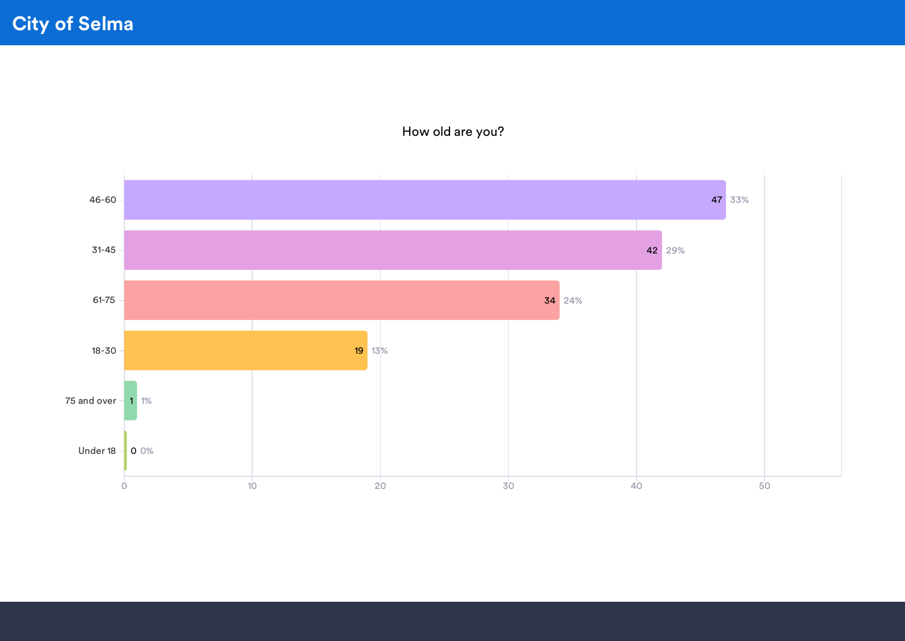# City of Selma

## How old are you?

| Age | Count | Percent |
|---|---|---|
| 46-60 | 47 | 33% |
| 31-45 | 42 | 29% |
| 61-75 | 34 | 24% |
| 18-30 | 19 | 13% |
| 75 and over | 1 | 1% |
| Under 18 | 0 | 0% |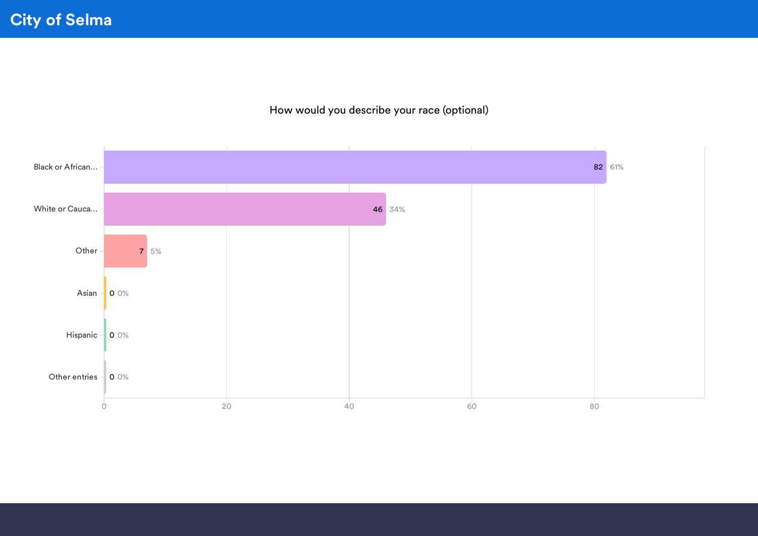# City of Selma

## How would you describe your race (optional)

| Response | Count | Percent |
|---|---|---|
| Black or African... | 82 | 61% |
| White or Cauca... | 46 | 34% |
| Other | 7 | 5% |
| Asian | 0 | 0% |
| Hispanic | 0 | 0% |
| Other entries | 0 | 0% |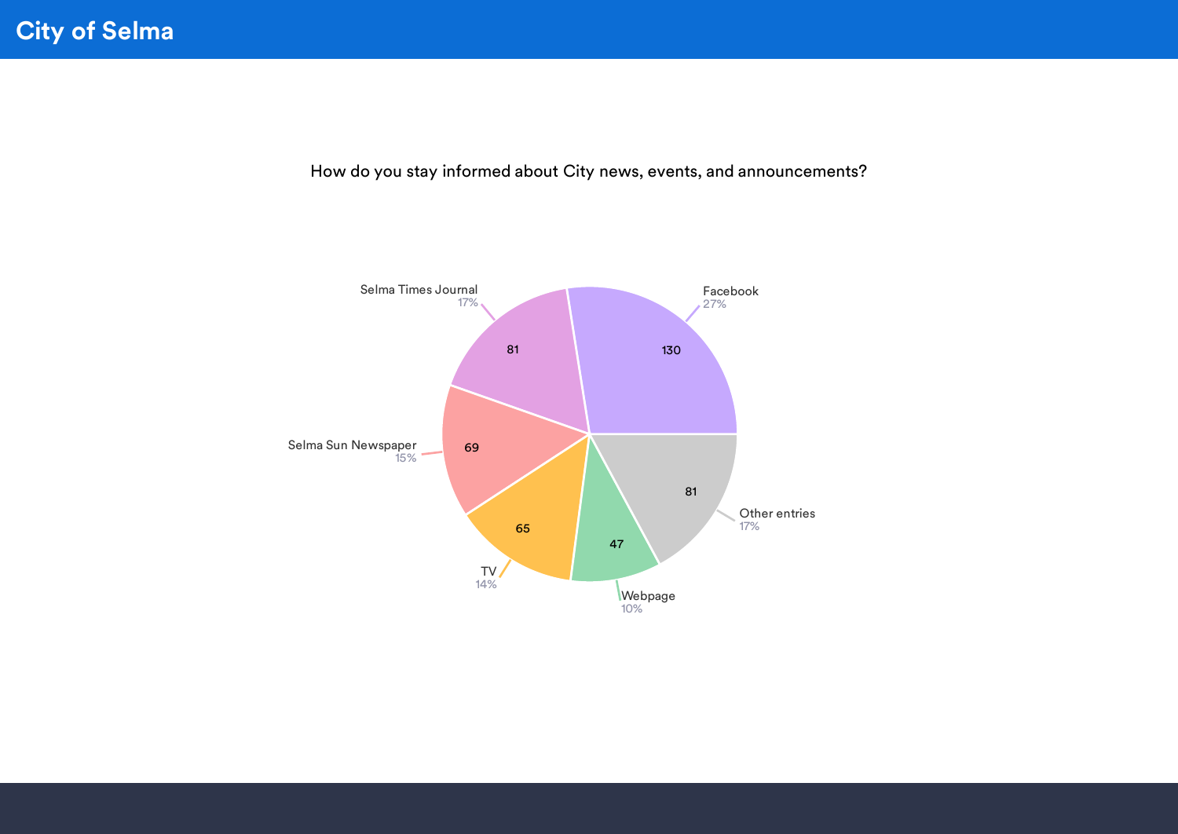City of Selma

How do you stay informed about City news, events, and announcements?

| Response | Count | Percent |
|---|---|---|
| Facebook | 130 | 27% |
| Selma Times Journal | 81 | 17% |
| Other entries | 81 | 17% |
| Selma Sun Newspaper | 69 | 15% |
| TV | 65 | 14% |
| Webpage | 47 | 10% |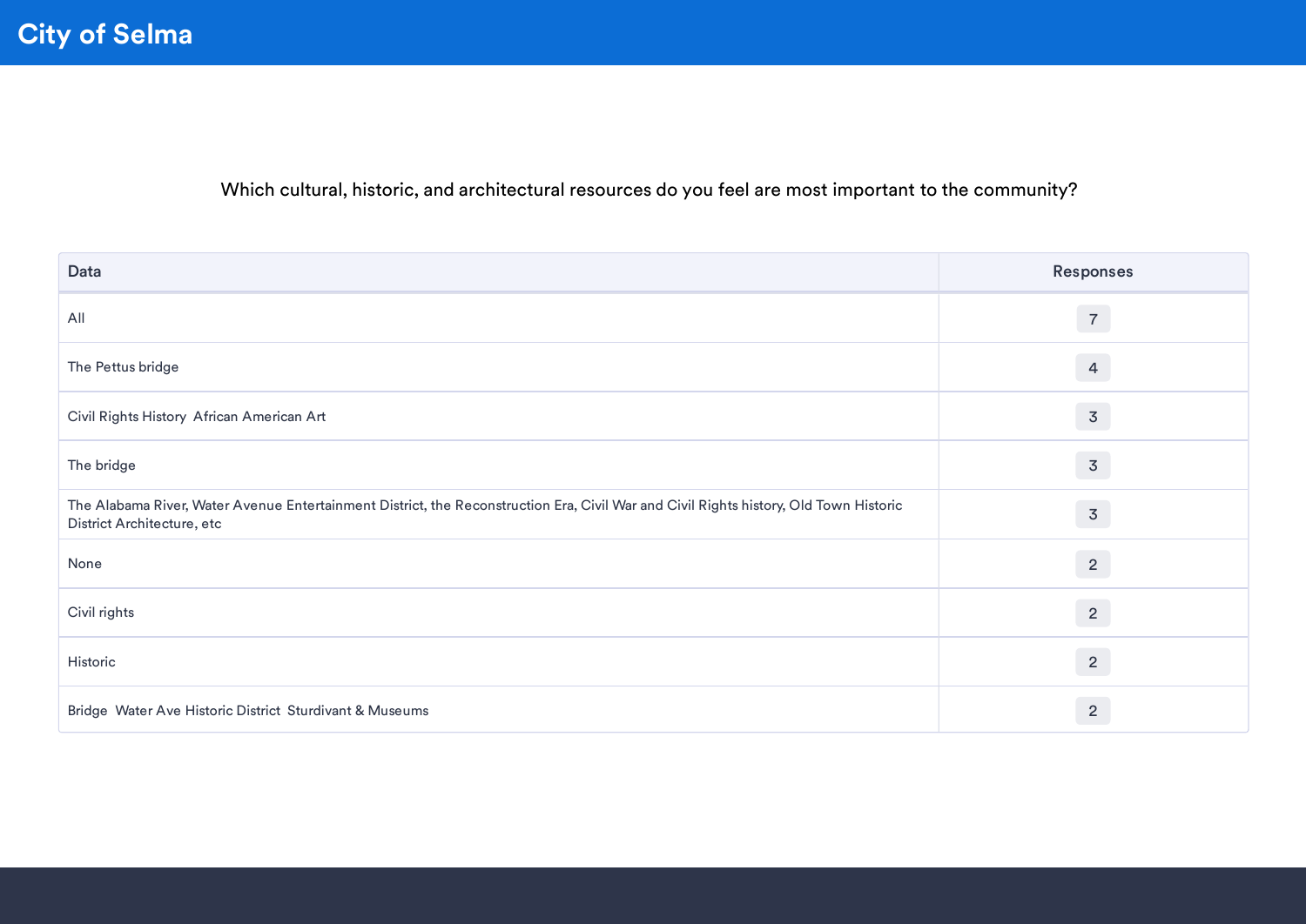Which cultural, historic, and architectural resources do you feel are most important to the community?

| Data | Responses |
|---|---|
| All | 7 |
| The Pettus bridge | 4 |
| Civil Rights History  African American Art | 3 |
| The bridge | 3 |
| The Alabama River, Water Avenue Entertainment District, the Reconstruction Era, Civil War and Civil Rights history, Old Town Historic District Architecture, etc | 3 |
| None | 2 |
| Civil rights | 2 |
| Historic | 2 |
| Bridge  Water Ave Historic District  Sturdivant & Museums | 2 |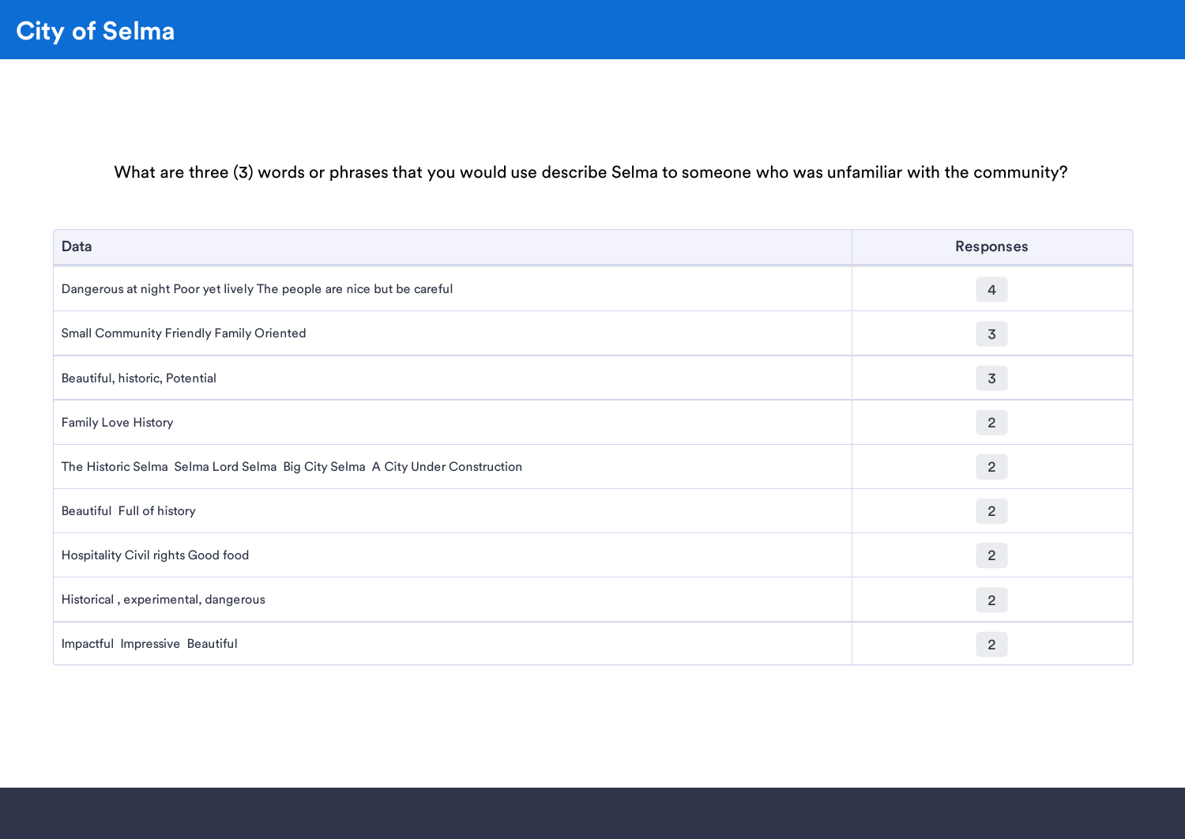# City of Selma

What are three (3) words or phrases that you would use describe Selma to someone who was unfamiliar with the community?

| Data | Responses |
|---|---|
| Dangerous at night Poor yet lively The people are nice but be careful | 4 |
| Small Community Friendly Family Oriented | 3 |
| Beautiful, historic, Potential | 3 |
| Family Love History | 2 |
| The Historic Selma  Selma Lord Selma  Big City Selma  A City Under Construction | 2 |
| Beautiful  Full of history | 2 |
| Hospitality Civil rights Good food | 2 |
| Historical , experimental, dangerous | 2 |
| Impactful  Impressive  Beautiful | 2 |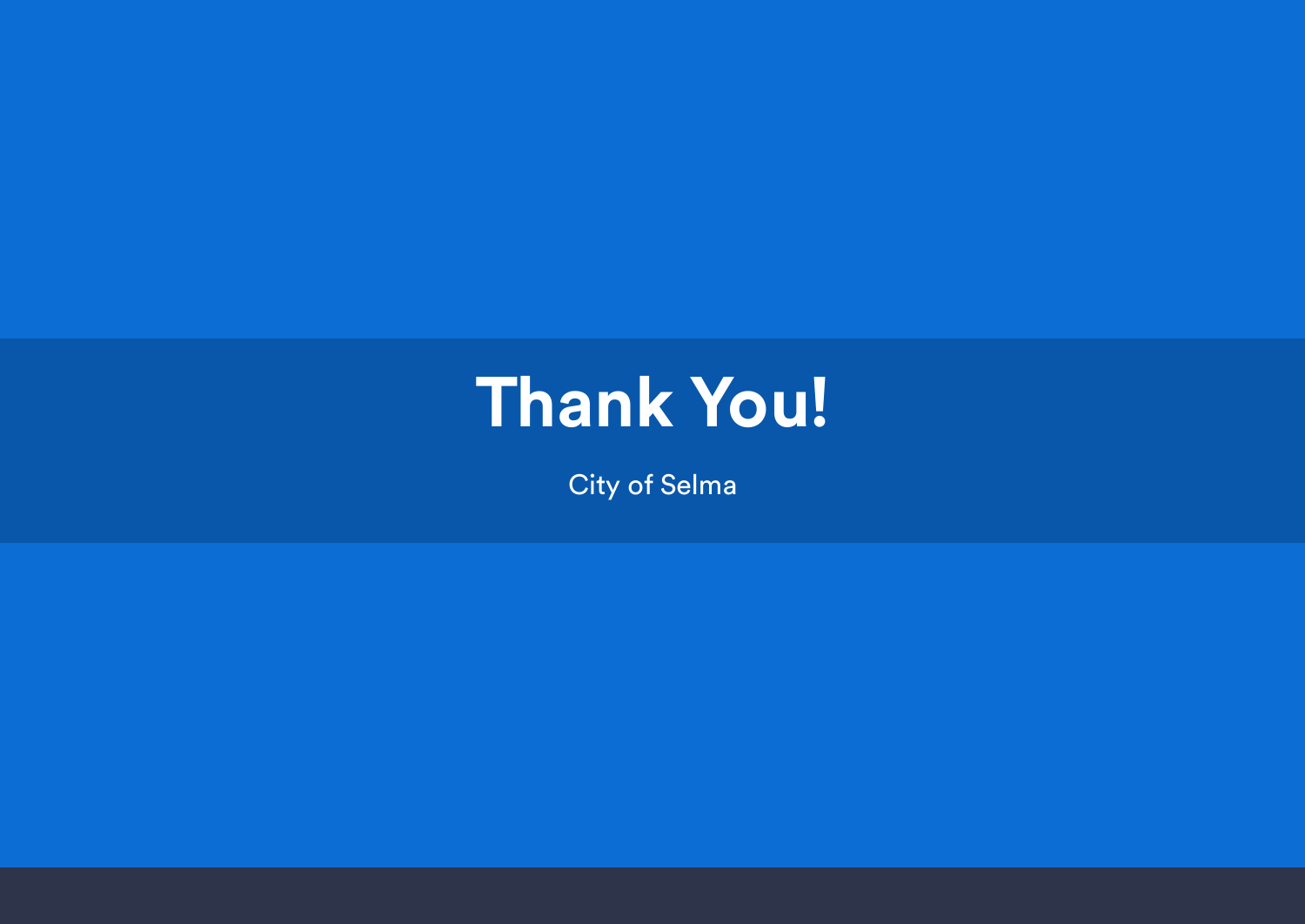# Thank You!

City of Selma